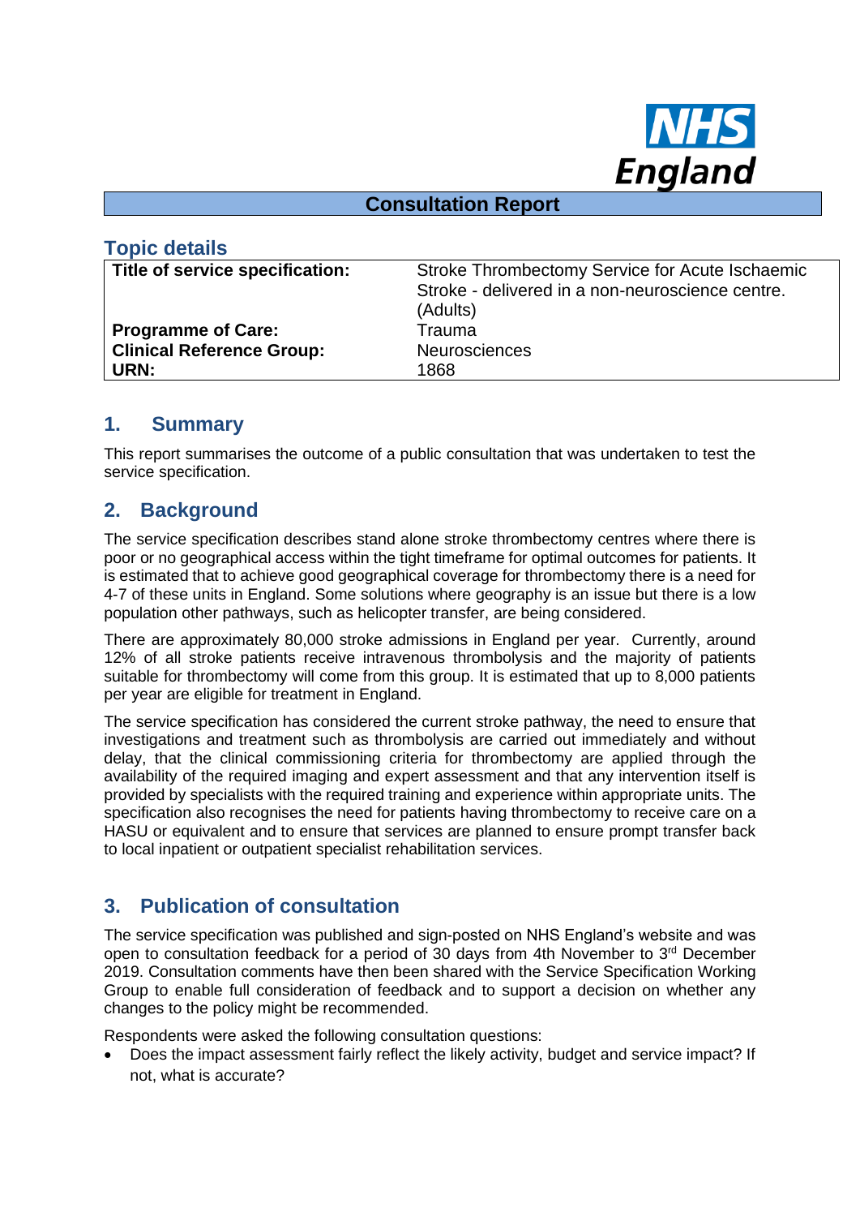NHS England

# Consultation Report

## Topic details

| | |
|---|---|
| **Title of service specification:** | Stroke Thrombectomy Service for Acute Ischaemic Stroke - delivered in a non-neuroscience centre. (Adults) |
| **Programme of Care:** | Trauma |
| **Clinical Reference Group:** | Neurosciences |
| **URN:** | 1868 |

## 1. Summary

This report summarises the outcome of a public consultation that was undertaken to test the service specification.

## 2. Background

The service specification describes stand alone stroke thrombectomy centres where there is poor or no geographical access within the tight timeframe for optimal outcomes for patients. It is estimated that to achieve good geographical coverage for thrombectomy there is a need for 4-7 of these units in England. Some solutions where geography is an issue but there is a low population other pathways, such as helicopter transfer, are being considered.

There are approximately 80,000 stroke admissions in England per year. Currently, around 12% of all stroke patients receive intravenous thrombolysis and the majority of patients suitable for thrombectomy will come from this group. It is estimated that up to 8,000 patients per year are eligible for treatment in England.

The service specification has considered the current stroke pathway, the need to ensure that investigations and treatment such as thrombolysis are carried out immediately and without delay, that the clinical commissioning criteria for thrombectomy are applied through the availability of the required imaging and expert assessment and that any intervention itself is provided by specialists with the required training and experience within appropriate units. The specification also recognises the need for patients having thrombectomy to receive care on a HASU or equivalent and to ensure that services are planned to ensure prompt transfer back to local inpatient or outpatient specialist rehabilitation services.

## 3. Publication of consultation

The service specification was published and sign-posted on NHS England's website and was open to consultation feedback for a period of 30 days from 4th November to 3rd December 2019. Consultation comments have then been shared with the Service Specification Working Group to enable full consideration of feedback and to support a decision on whether any changes to the policy might be recommended.

Respondents were asked the following consultation questions:

- Does the impact assessment fairly reflect the likely activity, budget and service impact? If not, what is accurate?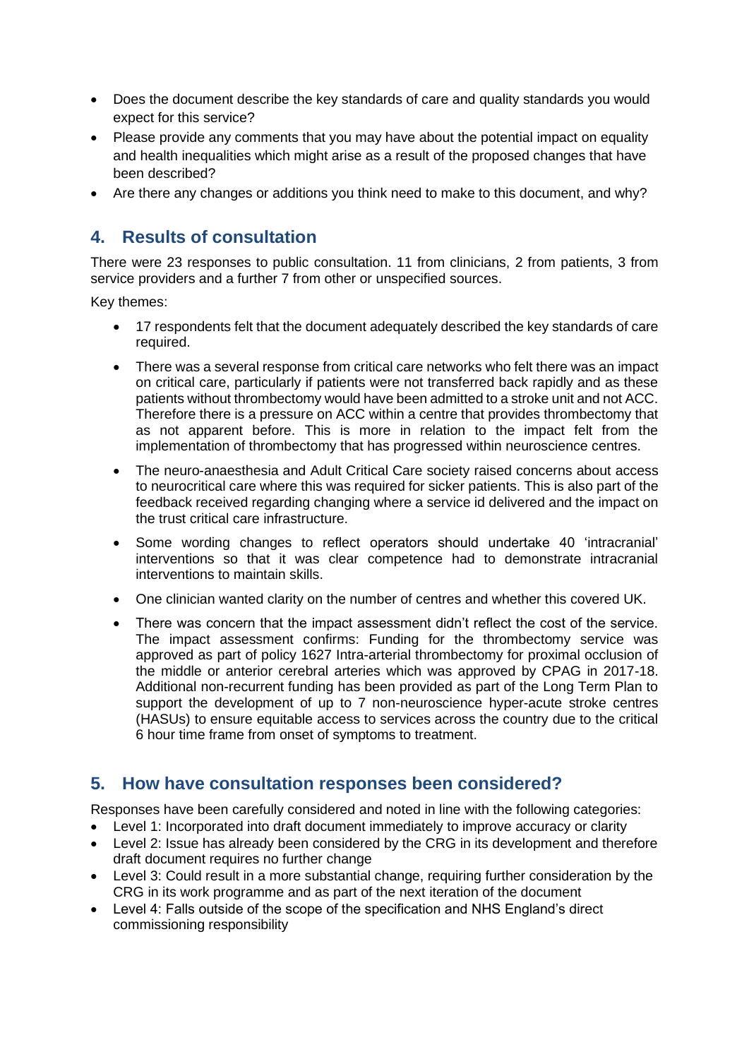- Does the document describe the key standards of care and quality standards you would expect for this service?
- Please provide any comments that you may have about the potential impact on equality and health inequalities which might arise as a result of the proposed changes that have been described?
- Are there any changes or additions you think need to make to this document, and why?

## 4. Results of consultation

There were 23 responses to public consultation. 11 from clinicians, 2 from patients, 3 from service providers and a further 7 from other or unspecified sources.

Key themes:

- 17 respondents felt that the document adequately described the key standards of care required.
- There was a several response from critical care networks who felt there was an impact on critical care, particularly if patients were not transferred back rapidly and as these patients without thrombectomy would have been admitted to a stroke unit and not ACC. Therefore there is a pressure on ACC within a centre that provides thrombectomy that as not apparent before. This is more in relation to the impact felt from the implementation of thrombectomy that has progressed within neuroscience centres.
- The neuro-anaesthesia and Adult Critical Care society raised concerns about access to neurocritical care where this was required for sicker patients. This is also part of the feedback received regarding changing where a service id delivered and the impact on the trust critical care infrastructure.
- Some wording changes to reflect operators should undertake 40 'intracranial' interventions so that it was clear competence had to demonstrate intracranial interventions to maintain skills.
- One clinician wanted clarity on the number of centres and whether this covered UK.
- There was concern that the impact assessment didn't reflect the cost of the service. The impact assessment confirms: Funding for the thrombectomy service was approved as part of policy 1627 Intra-arterial thrombectomy for proximal occlusion of the middle or anterior cerebral arteries which was approved by CPAG in 2017-18. Additional non-recurrent funding has been provided as part of the Long Term Plan to support the development of up to 7 non-neuroscience hyper-acute stroke centres (HASUs) to ensure equitable access to services across the country due to the critical 6 hour time frame from onset of symptoms to treatment.

## 5. How have consultation responses been considered?

Responses have been carefully considered and noted in line with the following categories:

- Level 1: Incorporated into draft document immediately to improve accuracy or clarity
- Level 2: Issue has already been considered by the CRG in its development and therefore draft document requires no further change
- Level 3: Could result in a more substantial change, requiring further consideration by the CRG in its work programme and as part of the next iteration of the document
- Level 4: Falls outside of the scope of the specification and NHS England's direct commissioning responsibility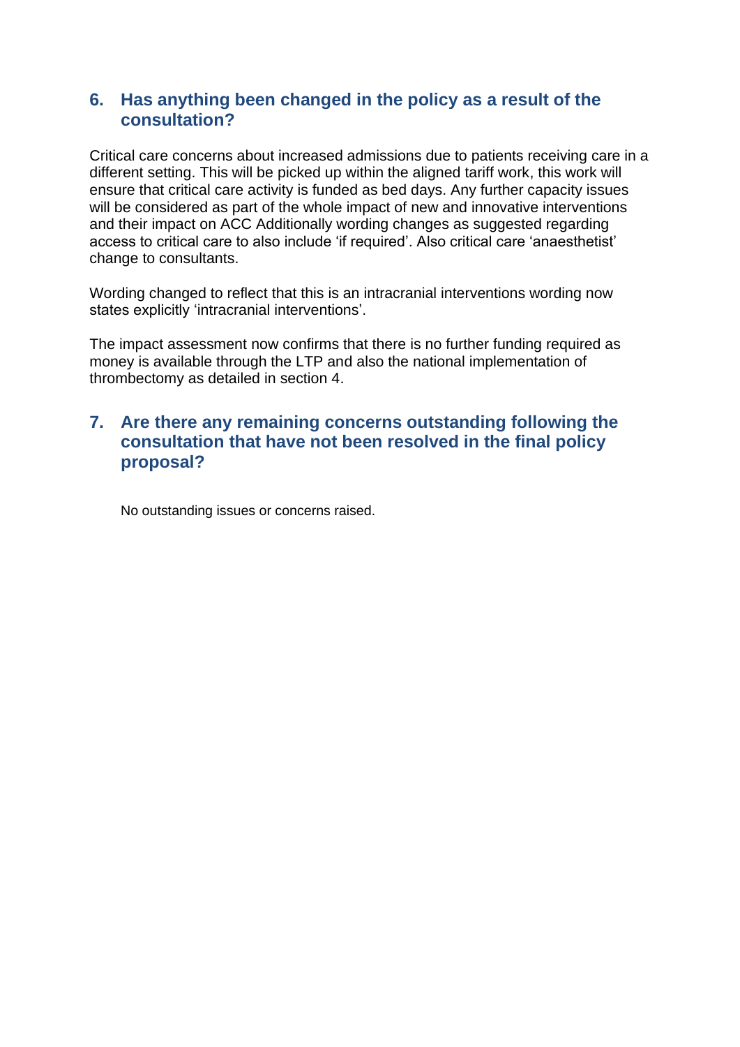## 6. Has anything been changed in the policy as a result of the consultation?

Critical care concerns about increased admissions due to patients receiving care in a different setting. This will be picked up within the aligned tariff work, this work will ensure that critical care activity is funded as bed days. Any further capacity issues will be considered as part of the whole impact of new and innovative interventions and their impact on ACC Additionally wording changes as suggested regarding access to critical care to also include 'if required'. Also critical care 'anaesthetist' change to consultants.

Wording changed to reflect that this is an intracranial interventions wording now states explicitly 'intracranial interventions'.

The impact assessment now confirms that there is no further funding required as money is available through the LTP and also the national implementation of thrombectomy as detailed in section 4.

## 7. Are there any remaining concerns outstanding following the consultation that have not been resolved in the final policy proposal?

No outstanding issues or concerns raised.